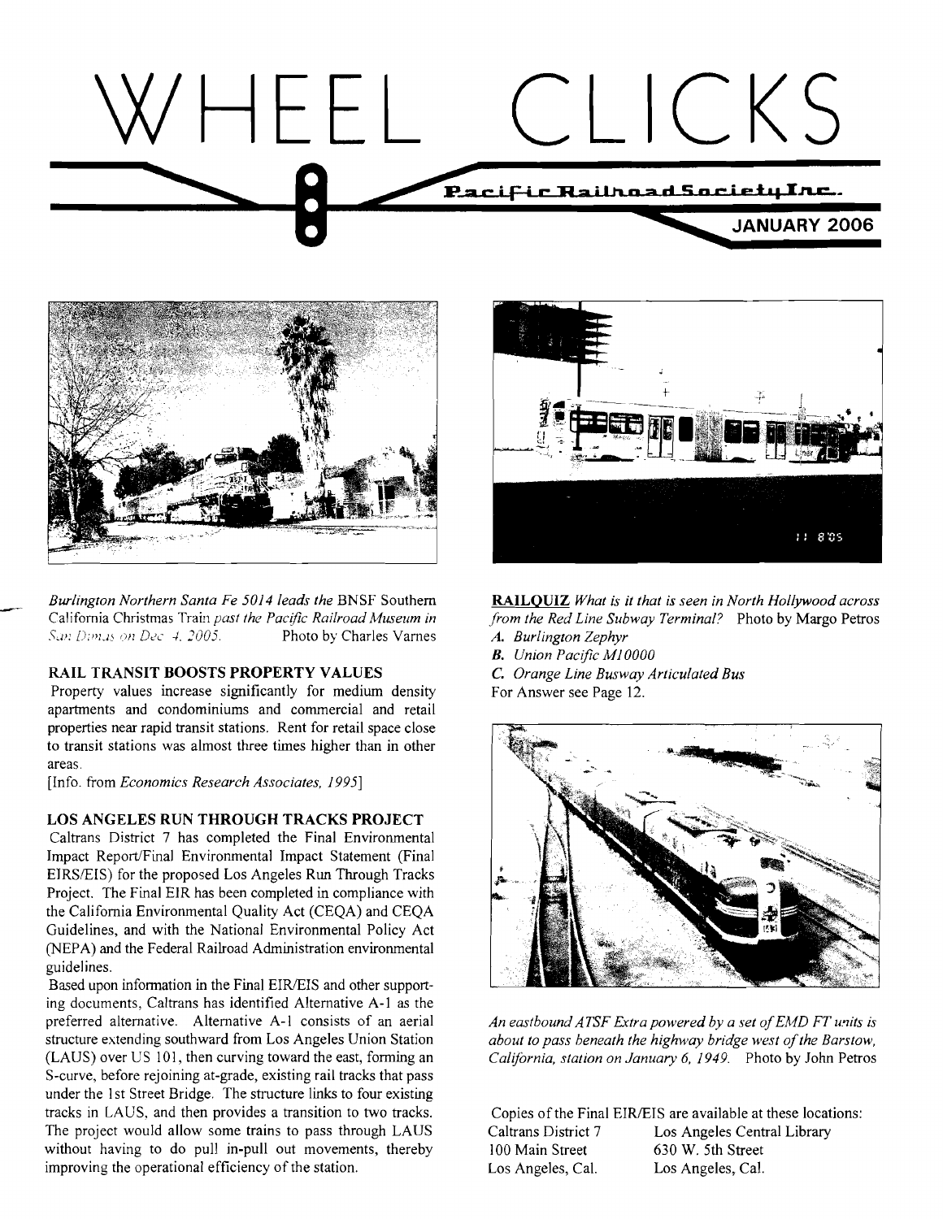# WHEEL CLICKS

Pacific Railroad Society Inc.

JANUARY 2006

*Burlington Northern Santa Fe 5014 leads the* BNSF Southern California Christmas Train *past the Pacific Railroad Museum in San Dimas on Dec 4, 2005.* Photo by Charles Varnes

### RAIL TRANSIT BOOSTS PROPERTY VALUES

Property values increase significantly for medium density apartments and condominiums and commercial and retail properties near rapid transit stations. Rent for retail space close to transit stations was almost three times higher than in other areas.

[Info. from *Economics Research Associates, 1995*]

### LOS ANGELES RUN THROUGH TRACKS PROJECT

Caltrans District 7 has completed the Final Environmental Impact Report/Final Environmental Impact Statement (Final EIRS/EIS) for the proposed Los Angeles Run Through Tracks Project. The Final EIR has been completed in compliance with the California Environmental Quality Act (CEQA) and CEQA Guidelines, and with the National Environmental Policy Act (NEPA) and the Federal Railroad Administration environmental guidelines.

Based upon information in the Final EIR/EIS and other supporting documents, Caltrans has identified Alternative A-1 as the preferred alternative. Alternative A-1 consists of an aerial structure extending southward from Los Angeles Union Station (LAUS) over US 101, then curving toward the east, forming an S-curve, before rejoining at-grade, existing rail tracks that pass under the 1st Street Bridge. The structure links to four existing tracks in LAUS, and then provides a transition to two tracks. The project would allow some trains to pass through LAUS without having to do pull in-pull out movements, thereby improving the operational efficiency of the station.

**RAILQUIZ** *What is it that is seen in North Hollywood across from the Red Line Subway Terminal?* Photo by Margo Petros

*A. Burlington Zephyr*

***B.*** *Union Pacific M10000*

*C. Orange Line Busway Articulated Bus*

For Answer see Page 12.

*An eastbound ATSF Extra powered by a set of EMD FT units is about to pass beneath the highway bridge west of the Barstow, California, station on January 6, 1949.* Photo by John Petros

Copies of the Final EIR/EIS are available at these locations:

| Caltrans District 7 | Los Angeles Central Library |
|---|---|
| 100 Main Street | 630 W. 5th Street |
| Los Angeles, Cal. | Los Angeles, Cal. |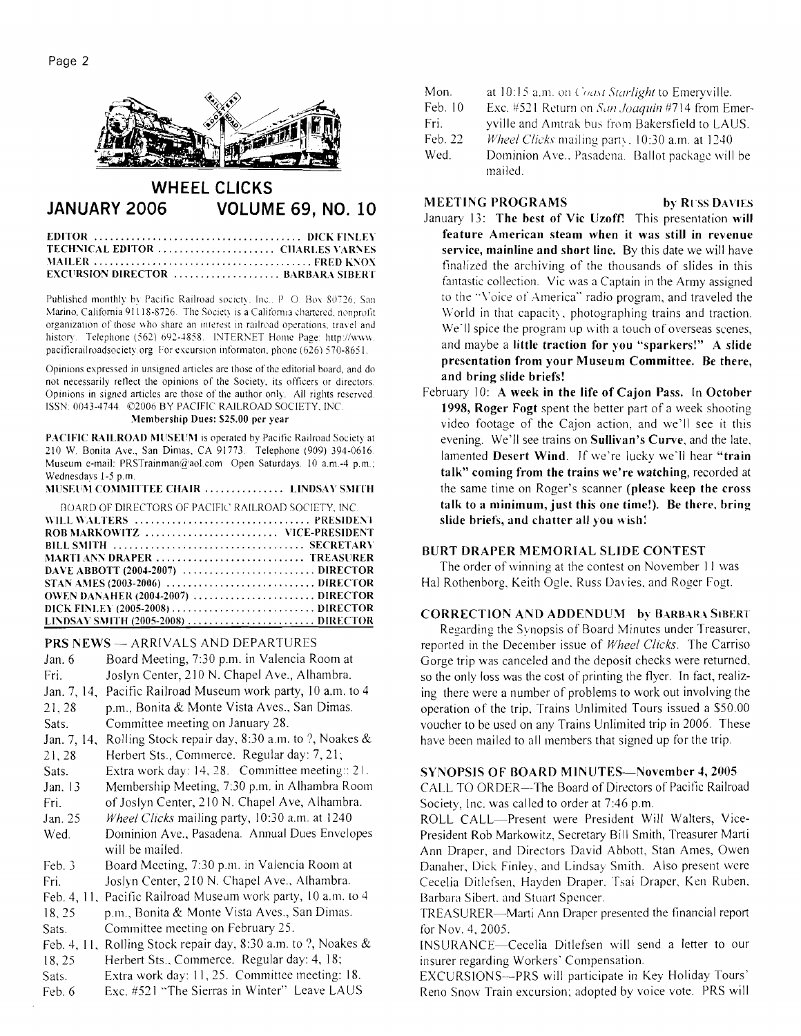# WHEEL CLICKS

## JANUARY 2006 VOLUME 69, NO. 10

| | |
|---|---|
| EDITOR | DICK FINLEY |
| TECHNICAL EDITOR | CHARLES VARNES |
| MAILER | FRED KNOX |
| EXCURSION DIRECTOR | BARBARA SIBERT |

Published monthly by Pacific Railroad society, Inc., P. O. Box 80726, San Marino, California 91118-8726. The Society is a California chartered, nonprofit organization of those who share an interest in railroad operations, travel and history. Telephone (562) 692-4858. INTERNET Home Page: http://www.pacificrailroadsociety.org. For excursion information, phone (626) 570-8651.

Opinions expressed in unsigned articles are those of the editorial board, and do not necessarily reflect the opinions of the Society, its officers or directors. Opinions in signed articles are those of the author only. All rights reserved. ISSN: 0043-4744. ©2006 BY PACIFIC RAILROAD SOCIETY, INC.

**Membership Dues: $25.00 per year**

**PACIFIC RAILROAD MUSEUM** is operated by Pacific Railroad Society at 210 W. Bonita Ave., San Dimas, CA 91773. Telephone (909) 394-0616. Museum e-mail: PRSTrainman@aol.com. Open Saturdays, 10 a.m.-4 p.m.; Wednesdays 1-5 p.m.

**MUSEUM COMMITTEE CHAIR** ............... **LINDSAY SMITH**

BOARD OF DIRECTORS OF PACIFIC RAILROAD SOCIETY, INC.

| | |
|---|---|
| WILL WALTERS | PRESIDENT |
| ROB MARKOWITZ | VICE-PRESIDENT |
| BILL SMITH | SECRETARY |
| MARTI ANN DRAPER | TREASURER |
| DAVE ABBOTT (2004-2007) | DIRECTOR |
| STAN AMES (2003-2006) | DIRECTOR |
| OWEN DANAHER (2004-2007) | DIRECTOR |
| DICK FINLEY (2005-2008) | DIRECTOR |
| LINDSAY SMITH (2005-2008) | DIRECTOR |

## PRS NEWS — ARRIVALS AND DEPARTURES

| | |
|---|---|
| Jan. 6 Fri. | Board Meeting, 7:30 p.m. in Valencia Room at Joslyn Center, 210 N. Chapel Ave., Alhambra. |
| Jan. 7, 14, 21, 28 Sats. | Pacific Railroad Museum work party, 10 a.m. to 4 p.m., Bonita & Monte Vista Aves., San Dimas. Committee meeting on January 28. |
| Jan. 7, 14, 21, 28 Sats. | Rolling Stock repair day, 8:30 a.m. to ?, Noakes & Herbert Sts., Commerce. Regular day: 7, 21; Extra work day: 14, 28. Committee meeting: 21. |
| Jan. 13 Fri. | Membership Meeting, 7:30 p.m. in Alhambra Room of Joslyn Center, 210 N. Chapel Ave, Alhambra. |
| Jan. 25 Wed. | *Wheel Clicks* mailing party, 10:30 a.m. at 1240 Dominion Ave., Pasadena. Annual Dues Envelopes will be mailed. |
| Feb. 3 Fri. | Board Meeting, 7:30 p.m. in Valencia Room at Joslyn Center, 210 N. Chapel Ave., Alhambra. |
| Feb. 4, 11, 18, 25 Sats. | Pacific Railroad Museum work party, 10 a.m. to 4 p.m., Bonita & Monte Vista Aves., San Dimas. Committee meeting on February 25. |
| Feb. 4, 11, 18, 25 Sats. | Rolling Stock repair day, 8:30 a.m. to ?, Noakes & Herbert Sts., Commerce. Regular day: 4, 18; Extra work day: 11, 25. Committee meeting: 18. |
| Feb. 6 Mon. | Exc. #521 "The Sierras in Winter" Leave LAUS at 10:15 a.m. on *Coast Starlight* to Emeryville. |
| Feb. 10 Fri. | Exc. #521 Return on *San Joaquin* #714 from Emeryville and Amtrak bus from Bakersfield to LAUS. |
| Feb. 22 Wed. | *Wheel Clicks* mailing party, 10:30 a.m. at 1240 Dominion Ave., Pasadena. Ballot package will be mailed. |

## MEETING PROGRAMS by RUSS DAVIES

January 13: **The best of Vic Uzoff!** This presentation **will feature American steam when it was still in revenue service, mainline and short line.** By this date we will have finalized the archiving of the thousands of slides in this fantastic collection. Vic was a Captain in the Army assigned to the "Voice of America" radio program, and traveled the World in that capacity, photographing trains and traction. We'll spice the program up with a touch of overseas scenes, and maybe a **little traction for you "sparkers!" A slide presentation from your Museum Committee. Be there, and bring slide briefs!**

February 10: **A week in the life of Cajon Pass.** In **October 1998, Roger Fogt** spent the better part of a week shooting video footage of the Cajon action, and we'll see it this evening. We'll see trains on **Sullivan's Curve**, and the late, lamented **Desert Wind**. If we're lucky we'll hear **"train talk" coming from the trains we're watching**, recorded at the same time on Roger's scanner **(please keep the cross talk to a minimum, just this one time!). Be there, bring slide briefs, and chatter all you wish!**

## BURT DRAPER MEMORIAL SLIDE CONTEST

The order of winning at the contest on November 11 was Hal Rothenborg, Keith Ogle, Russ Davies, and Roger Fogt.

## CORRECTION AND ADDENDUM by BARBARA SIBERT

Regarding the Synopsis of Board Minutes under Treasurer, reported in the December issue of *Wheel Clicks*. The Carriso Gorge trip was canceled and the deposit checks were returned, so the only loss was the cost of printing the flyer. In fact, realizing there were a number of problems to work out involving the operation of the trip, Trains Unlimited Tours issued a $50.00 voucher to be used on any Trains Unlimited trip in 2006. These have been mailed to all members that signed up for the trip.

## SYNOPSIS OF BOARD MINUTES—November 4, 2005

CALL TO ORDER—The Board of Directors of Pacific Railroad Society, Inc. was called to order at 7:46 p.m.

ROLL CALL—Present were President Will Walters, Vice-President Rob Markowitz, Secretary Bill Smith, Treasurer Marti Ann Draper, and Directors David Abbott, Stan Ames, Owen Danaher, Dick Finley, and Lindsay Smith. Also present were Cecelia Ditlefsen, Hayden Draper, Tsai Draper, Ken Ruben, Barbara Sibert, and Stuart Spencer.

TREASURER—Marti Ann Draper presented the financial report for Nov. 4, 2005.

INSURANCE—Cecelia Ditlefsen will send a letter to our insurer regarding Workers' Compensation.

EXCURSIONS—PRS will participate in Key Holiday Tours' Reno Snow Train excursion; adopted by voice vote. PRS will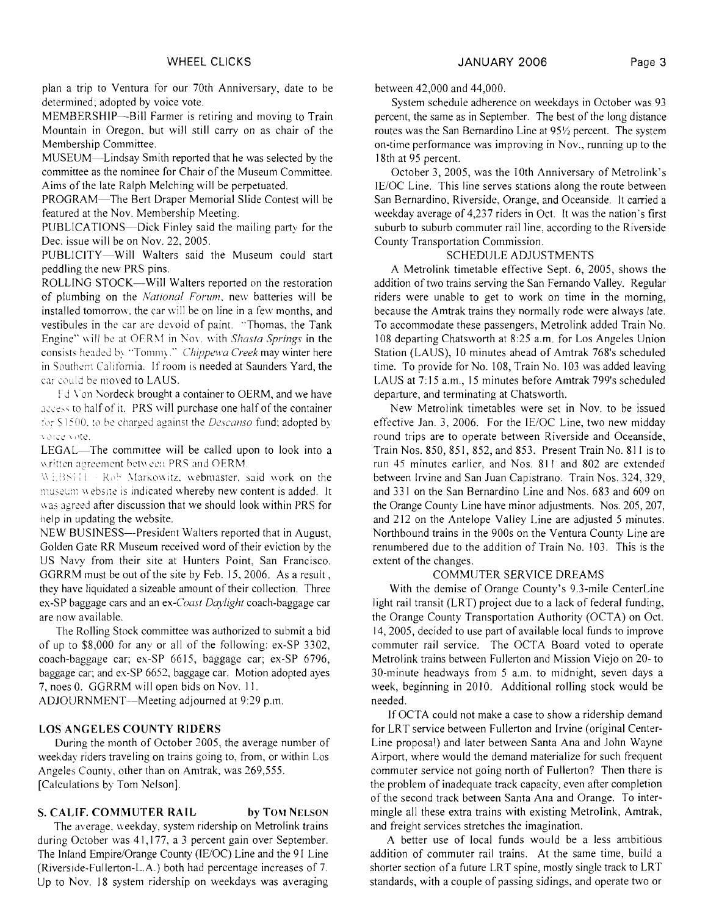plan a trip to Ventura for our 70th Anniversary, date to be determined; adopted by voice vote.

MEMBERSHIP—Bill Farmer is retiring and moving to Train Mountain in Oregon, but will still carry on as chair of the Membership Committee.

MUSEUM—Lindsay Smith reported that he was selected by the committee as the nominee for Chair of the Museum Committee. Aims of the late Ralph Melching will be perpetuated.

PROGRAM—The Bert Draper Memorial Slide Contest will be featured at the Nov. Membership Meeting.

PUBLICATIONS—Dick Finley said the mailing party for the Dec. issue will be on Nov. 22, 2005.

PUBLICITY—Will Walters said the Museum could start peddling the new PRS pins.

ROLLING STOCK—Will Walters reported on the restoration of plumbing on the *National Forum*, new batteries will be installed tomorrow, the car will be on line in a few months, and vestibules in the car are devoid of paint. "Thomas, the Tank Engine" will be at OERM in Nov. with *Shasta Springs* in the consists headed by "Tommy." *Chippewa Creek* may winter here in Southern California. If room is needed at Saunders Yard, the car could be moved to LAUS.

Ed Von Nordeck brought a container to OERM, and we have access to half of it. PRS will purchase one half of the container for $1500, to be charged against the *Descanso* fund; adopted by voice vote.

LEGAL—The committee will be called upon to look into a written agreement between PRS and OERM.

WEBSITE—Rob Markowitz, webmaster, said work on the museum website is indicated whereby new content is added. It was agreed after discussion that we should look within PRS for help in updating the website.

NEW BUSINESS—President Walters reported that in August, Golden Gate RR Museum received word of their eviction by the US Navy from their site at Hunters Point, San Francisco. GGRRM must be out of the site by Feb. 15, 2006. As a result, they have liquidated a sizeable amount of their collection. Three ex-SP baggage cars and an ex-*Coast Daylight* coach-baggage car are now available.

The Rolling Stock committee was authorized to submit a bid of up to $8,000 for any or all of the following: ex-SP 3302, coach-baggage car; ex-SP 6615, baggage car; ex-SP 6796, baggage car; and ex-SP 6652, baggage car. Motion adopted ayes 7, noes 0. GGRRM will open bids on Nov. 11.

ADJOURNMENT—Meeting adjourned at 9:29 p.m.

## LOS ANGELES COUNTY RIDERS

During the month of October 2005, the average number of weekday riders traveling on trains going to, from, or within Los Angeles County, other than on Amtrak, was 269,555. [Calculations by Tom Nelson].

## S. CALIF. COMMUTER RAIL by TOM NELSON

The average, weekday, system ridership on Metrolink trains during October was 41,177, a 3 percent gain over September. The Inland Empire/Orange County (IE/OC) Line and the 91 Line (Riverside-Fullerton-L.A.) both had percentage increases of 7. Up to Nov. 18 system ridership on weekdays was averaging between 42,000 and 44,000.

System schedule adherence on weekdays in October was 93 percent, the same as in September. The best of the long distance routes was the San Bernardino Line at 95½ percent. The system on-time performance was improving in Nov., running up to the 18th at 95 percent.

October 3, 2005, was the 10th Anniversary of Metrolink's IE/OC Line. This line serves stations along the route between San Bernardino, Riverside, Orange, and Oceanside. It carried a weekday average of 4,237 riders in Oct. It was the nation's first suburb to suburb commuter rail line, according to the Riverside County Transportation Commission.

### SCHEDULE ADJUSTMENTS

A Metrolink timetable effective Sept. 6, 2005, shows the addition of two trains serving the San Fernando Valley. Regular riders were unable to get to work on time in the morning, because the Amtrak trains they normally rode were always late. To accommodate these passengers, Metrolink added Train No. 108 departing Chatsworth at 8:25 a.m. for Los Angeles Union Station (LAUS), 10 minutes ahead of Amtrak 768's scheduled time. To provide for No. 108, Train No. 103 was added leaving LAUS at 7:15 a.m., 15 minutes before Amtrak 799's scheduled departure, and terminating at Chatsworth.

New Metrolink timetables were set in Nov. to be issued effective Jan. 3, 2006. For the IE/OC Line, two new midday round trips are to operate between Riverside and Oceanside, Train Nos. 850, 851, 852, and 853. Present Train No. 811 is to run 45 minutes earlier, and Nos. 811 and 802 are extended between Irvine and San Juan Capistrano. Train Nos. 324, 329, and 331 on the San Bernardino Line and Nos. 683 and 609 on the Orange County Line have minor adjustments. Nos. 205, 207, and 212 on the Antelope Valley Line are adjusted 5 minutes. Northbound trains in the 900s on the Ventura County Line are renumbered due to the addition of Train No. 103. This is the extent of the changes.

### COMMUTER SERVICE DREAMS

With the demise of Orange County's 9.3-mile CenterLine light rail transit (LRT) project due to a lack of federal funding, the Orange County Transportation Authority (OCTA) on Oct. 14, 2005, decided to use part of available local funds to improve commuter rail service. The OCTA Board voted to operate Metrolink trains between Fullerton and Mission Viejo on 20- to 30-minute headways from 5 a.m. to midnight, seven days a week, beginning in 2010. Additional rolling stock would be needed.

If OCTA could not make a case to show a ridership demand for LRT service between Fullerton and Irvine (original CenterLine proposal) and later between Santa Ana and John Wayne Airport, where would the demand materialize for such frequent commuter service not going north of Fullerton? Then there is the problem of inadequate track capacity, even after completion of the second track between Santa Ana and Orange. To intermingle all these extra trains with existing Metrolink, Amtrak, and freight services stretches the imagination.

A better use of local funds would be a less ambitious addition of commuter rail trains. At the same time, build a shorter section of a future LRT spine, mostly single track to LRT standards, with a couple of passing sidings, and operate two or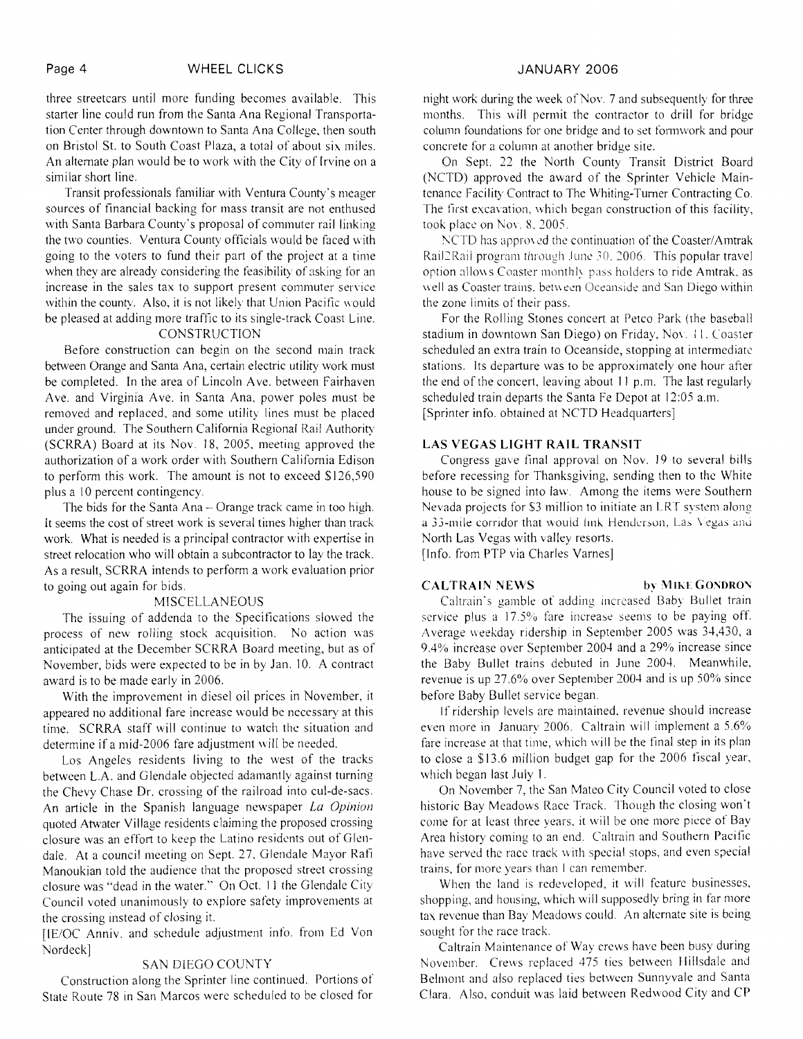three streetcars until more funding becomes available. This starter line could run from the Santa Ana Regional Transportation Center through downtown to Santa Ana College, then south on Bristol St. to South Coast Plaza, a total of about six miles. An alternate plan would be to work with the City of Irvine on a similar short line.

Transit professionals familiar with Ventura County's meager sources of financial backing for mass transit are not enthused with Santa Barbara County's proposal of commuter rail linking the two counties. Ventura County officials would be faced with going to the voters to fund their part of the project at a time when they are already considering the feasibility of asking for an increase in the sales tax to support present commuter service within the county. Also, it is not likely that Union Pacific would be pleased at adding more traffic to its single-track Coast Line.

### CONSTRUCTION

Before construction can begin on the second main track between Orange and Santa Ana, certain electric utility work must be completed. In the area of Lincoln Ave. between Fairhaven Ave. and Virginia Ave. in Santa Ana, power poles must be removed and replaced, and some utility lines must be placed under ground. The Southern California Regional Rail Authority (SCRRA) Board at its Nov. 18, 2005, meeting approved the authorization of a work order with Southern California Edison to perform this work. The amount is not to exceed $126,590 plus a 10 percent contingency.

The bids for the Santa Ana – Orange track came in too high. It seems the cost of street work is several times higher than track work. What is needed is a principal contractor with expertise in street relocation who will obtain a subcontractor to lay the track. As a result, SCRRA intends to perform a work evaluation prior to going out again for bids.

### MISCELLANEOUS

The issuing of addenda to the Specifications slowed the process of new rolling stock acquisition. No action was anticipated at the December SCRRA Board meeting, but as of November, bids were expected to be in by Jan. 10. A contract award is to be made early in 2006.

With the improvement in diesel oil prices in November, it appeared no additional fare increase would be necessary at this time. SCRRA staff will continue to watch the situation and determine if a mid-2006 fare adjustment will be needed.

Los Angeles residents living to the west of the tracks between L.A. and Glendale objected adamantly against turning the Chevy Chase Dr. crossing of the railroad into cul-de-sacs. An article in the Spanish language newspaper *La Opinion* quoted Atwater Village residents claiming the proposed crossing closure was an effort to keep the Latino residents out of Glendale. At a council meeting on Sept. 27, Glendale Mayor Rafi Manoukian told the audience that the proposed street crossing closure was "dead in the water." On Oct. 11 the Glendale City Council voted unanimously to explore safety improvements at the crossing instead of closing it.

[IE/OC Anniv. and schedule adjustment info. from Ed Von Nordeck]

### SAN DIEGO COUNTY

Construction along the Sprinter line continued. Portions of State Route 78 in San Marcos were scheduled to be closed for night work during the week of Nov. 7 and subsequently for three months. This will permit the contractor to drill for bridge column foundations for one bridge and to set formwork and pour concrete for a column at another bridge site.

On Sept. 22 the North County Transit District Board (NCTD) approved the award of the Sprinter Vehicle Maintenance Facility Contract to The Whiting-Turner Contracting Co. The first excavation, which began construction of this facility, took place on Nov. 8, 2005.

NCTD has approved the continuation of the Coaster/Amtrak Rail2Rail program through June 30, 2006. This popular travel option allows Coaster monthly pass holders to ride Amtrak, as well as Coaster trains, between Oceanside and San Diego within the zone limits of their pass.

For the Rolling Stones concert at Petco Park (the baseball stadium in downtown San Diego) on Friday, Nov. 11, Coaster scheduled an extra train to Oceanside, stopping at intermediate stations. Its departure was to be approximately one hour after the end of the concert, leaving about 11 p.m. The last regularly scheduled train departs the Santa Fe Depot at 12:05 a.m.

[Sprinter info. obtained at NCTD Headquarters]

## LAS VEGAS LIGHT RAIL TRANSIT

Congress gave final approval on Nov. 19 to several bills before recessing for Thanksgiving, sending then to the White house to be signed into law. Among the items were Southern Nevada projects for $3 million to initiate an LRT system along a 33-mile corridor that would link Henderson, Las Vegas and North Las Vegas with valley resorts.

[Info. from PTP via Charles Varnes]

## CALTRAIN NEWS — by MIKE GONDRON

Caltrain's gamble of adding increased Baby Bullet train service plus a 17.5% fare increase seems to be paying off. Average weekday ridership in September 2005 was 34,430, a 9.4% increase over September 2004 and a 29% increase since the Baby Bullet trains debuted in June 2004. Meanwhile, revenue is up 27.6% over September 2004 and is up 50% since before Baby Bullet service began.

If ridership levels are maintained, revenue should increase even more in January 2006. Caltrain will implement a 5.6% fare increase at that time, which will be the final step in its plan to close a $13.6 million budget gap for the 2006 fiscal year, which began last July 1.

On November 7, the San Mateo City Council voted to close historic Bay Meadows Race Track. Though the closing won't come for at least three years, it will be one more piece of Bay Area history coming to an end. Caltrain and Southern Pacific have served the race track with special stops, and even special trains, for more years than I can remember.

When the land is redeveloped, it will feature businesses, shopping, and housing, which will supposedly bring in far more tax revenue than Bay Meadows could. An alternate site is being sought for the race track.

Caltrain Maintenance of Way crews have been busy during November. Crews replaced 475 ties between Hillsdale and Belmont and also replaced ties between Sunnyvale and Santa Clara. Also, conduit was laid between Redwood City and CP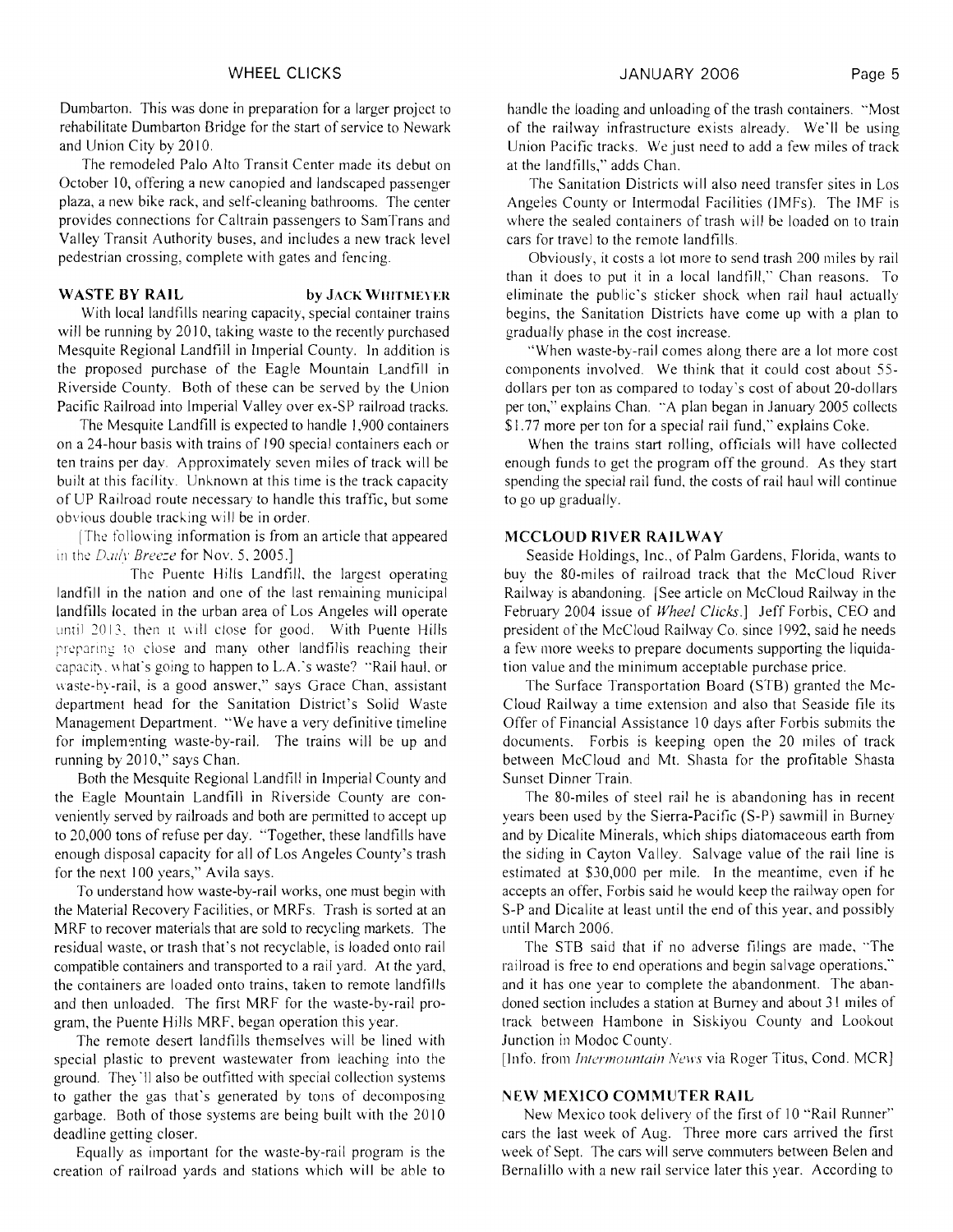Dumbarton. This was done in preparation for a larger project to rehabilitate Dumbarton Bridge for the start of service to Newark and Union City by 2010.

The remodeled Palo Alto Transit Center made its debut on October 10, offering a new canopied and landscaped passenger plaza, a new bike rack, and self-cleaning bathrooms. The center provides connections for Caltrain passengers to SamTrans and Valley Transit Authority buses, and includes a new track level pedestrian crossing, complete with gates and fencing.

## WASTE BY RAIL

by JACK WHITMEYER

With local landfills nearing capacity, special container trains will be running by 2010, taking waste to the recently purchased Mesquite Regional Landfill in Imperial County. In addition is the proposed purchase of the Eagle Mountain Landfill in Riverside County. Both of these can be served by the Union Pacific Railroad into Imperial Valley over ex-SP railroad tracks.

The Mesquite Landfill is expected to handle 1,900 containers on a 24-hour basis with trains of 190 special containers each or ten trains per day. Approximately seven miles of track will be built at this facility. Unknown at this time is the track capacity of UP Railroad route necessary to handle this traffic, but some obvious double tracking will be in order.

[The following information is from an article that appeared in the *Daily Breeze* for Nov. 5, 2005.]

The Puente Hills Landfill, the largest operating landfill in the nation and one of the last remaining municipal landfills located in the urban area of Los Angeles will operate until 2013, then it will close for good. With Puente Hills preparing to close and many other landfills reaching their capacity, what's going to happen to L.A.'s waste? "Rail haul, or waste-by-rail, is a good answer," says Grace Chan, assistant department head for the Sanitation District's Solid Waste Management Department. "We have a very definitive timeline for implementing waste-by-rail. The trains will be up and running by 2010," says Chan.

Both the Mesquite Regional Landfill in Imperial County and the Eagle Mountain Landfill in Riverside County are conveniently served by railroads and both are permitted to accept up to 20,000 tons of refuse per day. "Together, these landfills have enough disposal capacity for all of Los Angeles County's trash for the next 100 years," Avila says.

To understand how waste-by-rail works, one must begin with the Material Recovery Facilities, or MRFs. Trash is sorted at an MRF to recover materials that are sold to recycling markets. The residual waste, or trash that's not recyclable, is loaded onto rail compatible containers and transported to a rail yard. At the yard, the containers are loaded onto trains, taken to remote landfills and then unloaded. The first MRF for the waste-by-rail program, the Puente Hills MRF, began operation this year.

The remote desert landfills themselves will be lined with special plastic to prevent wastewater from leaching into the ground. They'll also be outfitted with special collection systems to gather the gas that's generated by tons of decomposing garbage. Both of those systems are being built with the 2010 deadline getting closer.

Equally as important for the waste-by-rail program is the creation of railroad yards and stations which will be able to handle the loading and unloading of the trash containers. "Most of the railway infrastructure exists already. We'll be using Union Pacific tracks. We just need to add a few miles of track at the landfills," adds Chan.

The Sanitation Districts will also need transfer sites in Los Angeles County or Intermodal Facilities (IMFs). The IMF is where the sealed containers of trash will be loaded on to train cars for travel to the remote landfills.

Obviously, it costs a lot more to send trash 200 miles by rail than it does to put it in a local landfill," Chan reasons. To eliminate the public's sticker shock when rail haul actually begins, the Sanitation Districts have come up with a plan to gradually phase in the cost increase.

"When waste-by-rail comes along there are a lot more cost components involved. We think that it could cost about 55-dollars per ton as compared to today's cost of about 20-dollars per ton," explains Chan. "A plan began in January 2005 collects $1.77 more per ton for a special rail fund," explains Coke.

When the trains start rolling, officials will have collected enough funds to get the program off the ground. As they start spending the special rail fund, the costs of rail haul will continue to go up gradually.

## MCCLOUD RIVER RAILWAY

Seaside Holdings, Inc., of Palm Gardens, Florida, wants to buy the 80-miles of railroad track that the McCloud River Railway is abandoning. [See article on McCloud Railway in the February 2004 issue of *Wheel Clicks*.] Jeff Forbis, CEO and president of the McCloud Railway Co. since 1992, said he needs a few more weeks to prepare documents supporting the liquidation value and the minimum acceptable purchase price.

The Surface Transportation Board (STB) granted the McCloud Railway a time extension and also that Seaside file its Offer of Financial Assistance 10 days after Forbis submits the documents. Forbis is keeping open the 20 miles of track between McCloud and Mt. Shasta for the profitable Shasta Sunset Dinner Train.

The 80-miles of steel rail he is abandoning has in recent years been used by the Sierra-Pacific (S-P) sawmill in Burney and by Dicalite Minerals, which ships diatomaceous earth from the siding in Cayton Valley. Salvage value of the rail line is estimated at $30,000 per mile. In the meantime, even if he accepts an offer, Forbis said he would keep the railway open for S-P and Dicalite at least until the end of this year, and possibly until March 2006.

The STB said that if no adverse filings are made, "The railroad is free to end operations and begin salvage operations," and it has one year to complete the abandonment. The abandoned section includes a station at Burney and about 31 miles of track between Hambone in Siskiyou County and Lookout Junction in Modoc County.

[Info. from *Intermountain News* via Roger Titus, Cond. MCR]

## NEW MEXICO COMMUTER RAIL

New Mexico took delivery of the first of 10 "Rail Runner" cars the last week of Aug. Three more cars arrived the first week of Sept. The cars will serve commuters between Belen and Bernalillo with a new rail service later this year. According to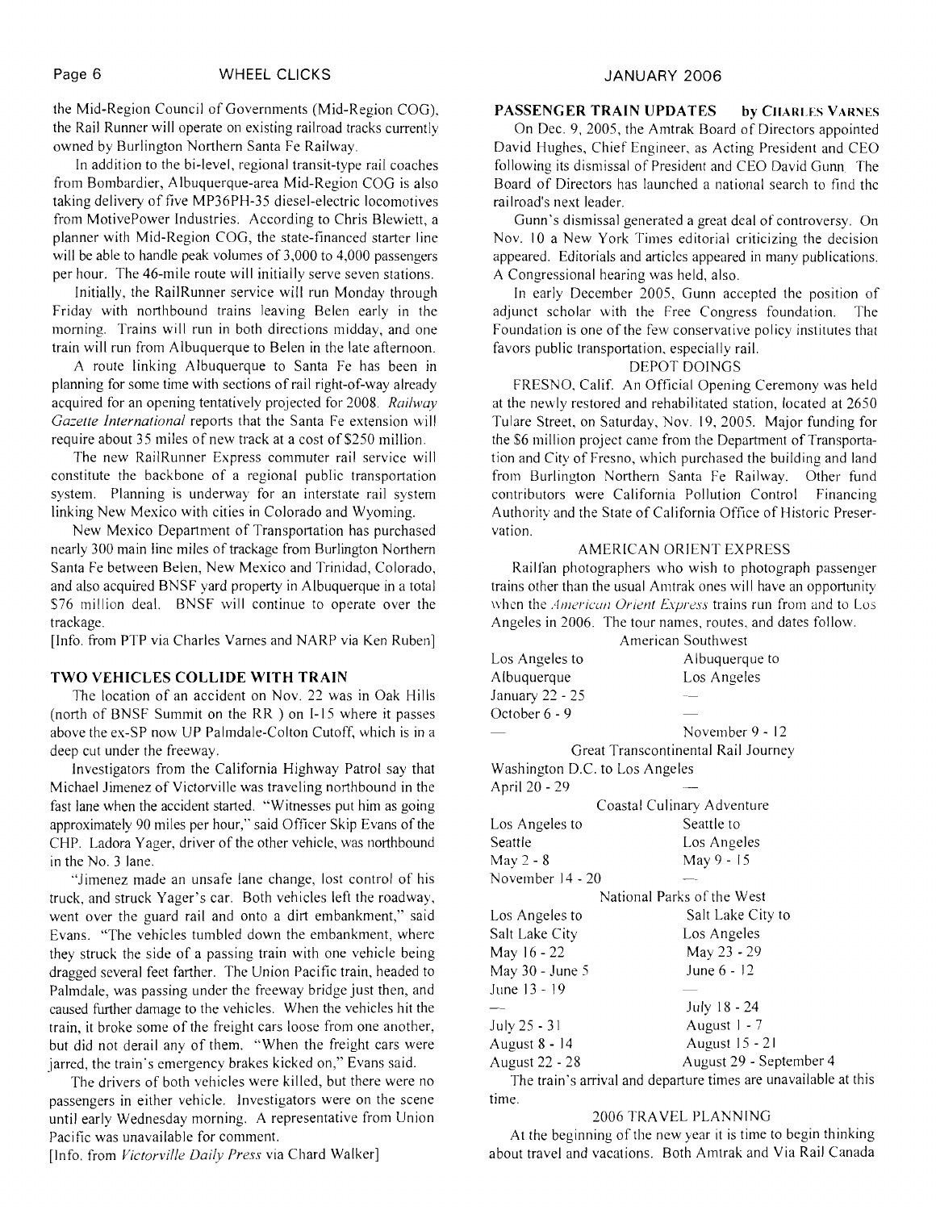the Mid-Region Council of Governments (Mid-Region COG), the Rail Runner will operate on existing railroad tracks currently owned by Burlington Northern Santa Fe Railway.

In addition to the bi-level, regional transit-type rail coaches from Bombardier, Albuquerque-area Mid-Region COG is also taking delivery of five MP36PH-35 diesel-electric locomotives from MotivePower Industries. According to Chris Blewiett, a planner with Mid-Region COG, the state-financed starter line will be able to handle peak volumes of 3,000 to 4,000 passengers per hour. The 46-mile route will initially serve seven stations.

Initially, the RailRunner service will run Monday through Friday with northbound trains leaving Belen early in the morning. Trains will run in both directions midday, and one train will run from Albuquerque to Belen in the late afternoon.

A route linking Albuquerque to Santa Fe has been in planning for some time with sections of rail right-of-way already acquired for an opening tentatively projected for 2008. *Railway Gazette International* reports that the Santa Fe extension will require about 35 miles of new track at a cost of $250 million.

The new RailRunner Express commuter rail service will constitute the backbone of a regional public transportation system. Planning is underway for an interstate rail system linking New Mexico with cities in Colorado and Wyoming.

New Mexico Department of Transportation has purchased nearly 300 main line miles of trackage from Burlington Northern Santa Fe between Belen, New Mexico and Trinidad, Colorado, and also acquired BNSF yard property in Albuquerque in a total $76 million deal. BNSF will continue to operate over the trackage.

[Info. from PTP via Charles Varnes and NARP via Ken Ruben]

### TWO VEHICLES COLLIDE WITH TRAIN

The location of an accident on Nov. 22 was in Oak Hills (north of BNSF Summit on the RR ) on I-15 where it passes above the ex-SP now UP Palmdale-Colton Cutoff, which is in a deep cut under the freeway.

Investigators from the California Highway Patrol say that Michael Jimenez of Victorville was traveling northbound in the fast lane when the accident started. "Witnesses put him as going approximately 90 miles per hour," said Officer Skip Evans of the CHP. Ladora Yager, driver of the other vehicle, was northbound in the No. 3 lane.

"Jimenez made an unsafe lane change, lost control of his truck, and struck Yager's car. Both vehicles left the roadway, went over the guard rail and onto a dirt embankment," said Evans. "The vehicles tumbled down the embankment, where they struck the side of a passing train with one vehicle being dragged several feet farther. The Union Pacific train, headed to Palmdale, was passing under the freeway bridge just then, and caused further damage to the vehicles. When the vehicles hit the train, it broke some of the freight cars loose from one another, but did not derail any of them. "When the freight cars were jarred, the train's emergency brakes kicked on," Evans said.

The drivers of both vehicles were killed, but there were no passengers in either vehicle. Investigators were on the scene until early Wednesday morning. A representative from Union Pacific was unavailable for comment.

[Info. from *Victorville Daily Press* via Chard Walker]

### PASSENGER TRAIN UPDATES by CHARLES VARNES

On Dec. 9, 2005, the Amtrak Board of Directors appointed David Hughes, Chief Engineer, as Acting President and CEO following its dismissal of President and CEO David Gunn. The Board of Directors has launched a national search to find the railroad's next leader.

Gunn's dismissal generated a great deal of controversy. On Nov. 10 a New York Times editorial criticizing the decision appeared. Editorials and articles appeared in many publications. A Congressional hearing was held, also.

In early December 2005, Gunn accepted the position of adjunct scholar with the Free Congress foundation. The Foundation is one of the few conservative policy institutes that favors public transportation, especially rail.

#### DEPOT DOINGS

FRESNO, Calif. An Official Opening Ceremony was held at the newly restored and rehabilitated station, located at 2650 Tulare Street, on Saturday, Nov. 19, 2005. Major funding for the $6 million project came from the Department of Transportation and City of Fresno, which purchased the building and land from Burlington Northern Santa Fe Railway. Other fund contributors were California Pollution Control Financing Authority and the State of California Office of Historic Preservation.

#### AMERICAN ORIENT EXPRESS

Railfan photographers who wish to photograph passenger trains other than the usual Amtrak ones will have an opportunity when the *American Orient Express* trains run from and to Los Angeles in 2006. The tour names, routes, and dates follow.

| American Southwest | |
|---|---|
| Los Angeles to Albuquerque | Albuquerque to Los Angeles |
| January 22 - 25 | — |
| October 6 - 9 | — |
| — | November 9 - 12 |
| **Great Transcontinental Rail Journey** | |
| Washington D.C. to Los Angeles | |
| April 20 - 29 | — |
| **Coastal Culinary Adventure** | |
| Los Angeles to Seattle | Seattle to Los Angeles |
| May 2 - 8 | May 9 - 15 |
| November 14 - 20 | — |
| **National Parks of the West** | |
| Los Angeles to Salt Lake City | Salt Lake City to Los Angeles |
| May 16 - 22 | May 23 - 29 |
| May 30 - June 5 | June 6 - 12 |
| June 13 - 19 | — |
| — | July 18 - 24 |
| July 25 - 31 | August 1 - 7 |
| August 8 - 14 | August 15 - 21 |
| August 22 - 28 | August 29 - September 4 |

The train's arrival and departure times are unavailable at this time.

#### 2006 TRAVEL PLANNING

At the beginning of the new year it is time to begin thinking about travel and vacations. Both Amtrak and Via Rail Canada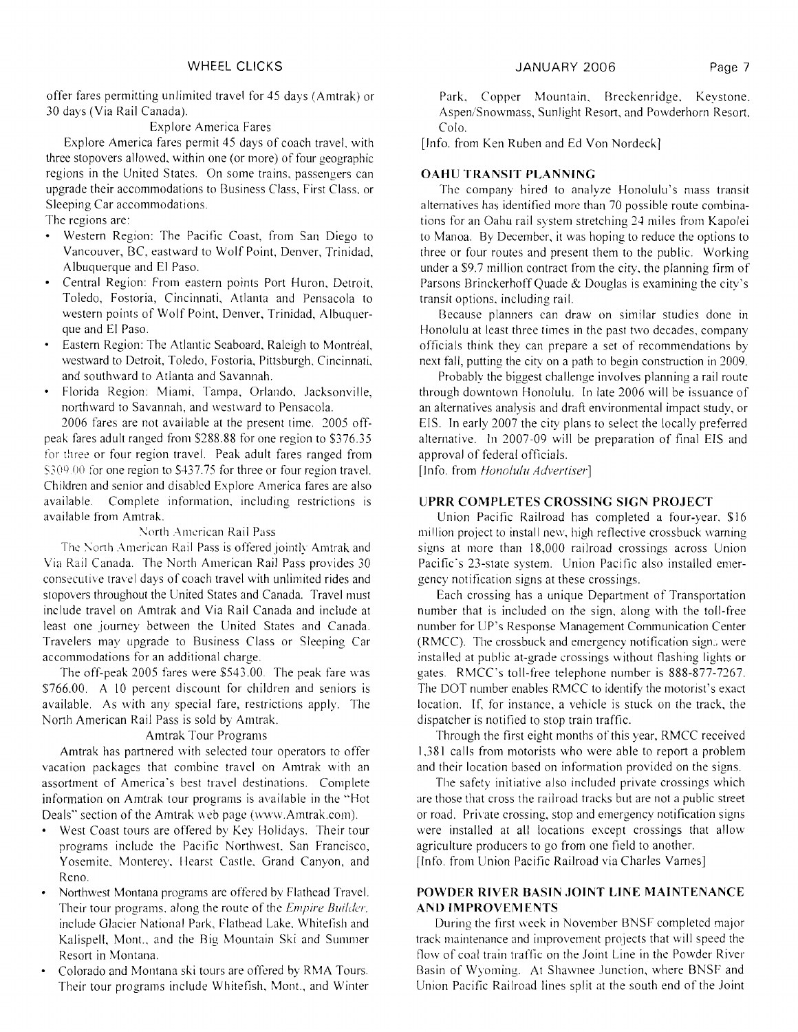offer fares permitting unlimited travel for 45 days (Amtrak) or 30 days (Via Rail Canada).

Explore America Fares

Explore America fares permit 45 days of coach travel, with three stopovers allowed, within one (or more) of four geographic regions in the United States. On some trains, passengers can upgrade their accommodations to Business Class, First Class, or Sleeping Car accommodations.

The regions are:

- Western Region: The Pacific Coast, from San Diego to Vancouver, BC, eastward to Wolf Point, Denver, Trinidad, Albuquerque and El Paso.
- Central Region: From eastern points Port Huron, Detroit, Toledo, Fostoria, Cincinnati, Atlanta and Pensacola to western points of Wolf Point, Denver, Trinidad, Albuquerque and El Paso.
- Eastern Region: The Atlantic Seaboard, Raleigh to Montréal, westward to Detroit, Toledo, Fostoria, Pittsburgh, Cincinnati, and southward to Atlanta and Savannah.
- Florida Region: Miami, Tampa, Orlando, Jacksonville, northward to Savannah, and westward to Pensacola.

2006 fares are not available at the present time. 2005 off-peak fares adult ranged from $288.88 for one region to $376.35 for three or four region travel. Peak adult fares ranged from $309.00 for one region to $437.75 for three or four region travel. Children and senior and disabled Explore America fares are also available. Complete information, including restrictions is available from Amtrak.

North American Rail Pass

The North American Rail Pass is offered jointly Amtrak and Via Rail Canada. The North American Rail Pass provides 30 consecutive travel days of coach travel with unlimited rides and stopovers throughout the United States and Canada. Travel must include travel on Amtrak and Via Rail Canada and include at least one journey between the United States and Canada. Travelers may upgrade to Business Class or Sleeping Car accommodations for an additional charge.

The off-peak 2005 fares were $543.00. The peak fare was $766.00. A 10 percent discount for children and seniors is available. As with any special fare, restrictions apply. The North American Rail Pass is sold by Amtrak.

Amtrak Tour Programs

Amtrak has partnered with selected tour operators to offer vacation packages that combine travel on Amtrak with an assortment of America's best travel destinations. Complete information on Amtrak tour programs is available in the "Hot Deals" section of the Amtrak web page (www.Amtrak.com).

- West Coast tours are offered by Key Holidays. Their tour programs include the Pacific Northwest, San Francisco, Yosemite, Monterey, Hearst Castle, Grand Canyon, and Reno.
- Northwest Montana programs are offered by Flathead Travel. Their tour programs, along the route of the *Empire Builder*, include Glacier National Park, Flathead Lake, Whitefish and Kalispell, Mont., and the Big Mountain Ski and Summer Resort in Montana.
- Colorado and Montana ski tours are offered by RMA Tours. Their tour programs include Whitefish, Mont., and Winter Park, Copper Mountain, Breckenridge, Keystone, Aspen/Snowmass, Sunlight Resort, and Powderhorn Resort, Colo.

[Info. from Ken Ruben and Ed Von Nordeck]

## OAHU TRANSIT PLANNING

The company hired to analyze Honolulu's mass transit alternatives has identified more than 70 possible route combinations for an Oahu rail system stretching 24 miles from Kapolei to Manoa. By December, it was hoping to reduce the options to three or four routes and present them to the public. Working under a $9.7 million contract from the city, the planning firm of Parsons Brinckerhoff Quade & Douglas is examining the city's transit options, including rail.

Because planners can draw on similar studies done in Honolulu at least three times in the past two decades, company officials think they can prepare a set of recommendations by next fall, putting the city on a path to begin construction in 2009.

Probably the biggest challenge involves planning a rail route through downtown Honolulu. In late 2006 will be issuance of an alternatives analysis and draft environmental impact study, or EIS. In early 2007 the city plans to select the locally preferred alternative. In 2007-09 will be preparation of final EIS and approval of federal officials.

[Info. from *Honolulu Advertiser*]

## UPRR COMPLETES CROSSING SIGN PROJECT

Union Pacific Railroad has completed a four-year, $16 million project to install new, high reflective crossbuck warning signs at more than 18,000 railroad crossings across Union Pacific's 23-state system. Union Pacific also installed emergency notification signs at these crossings.

Each crossing has a unique Department of Transportation number that is included on the sign, along with the toll-free number for UP's Response Management Communication Center (RMCC). The crossbuck and emergency notification signs were installed at public at-grade crossings without flashing lights or gates. RMCC's toll-free telephone number is 888-877-7267. The DOT number enables RMCC to identify the motorist's exact location. If, for instance, a vehicle is stuck on the track, the dispatcher is notified to stop train traffic.

Through the first eight months of this year, RMCC received 1,381 calls from motorists who were able to report a problem and their location based on information provided on the signs.

The safety initiative also included private crossings which are those that cross the railroad tracks but are not a public street or road. Private crossing, stop and emergency notification signs were installed at all locations except crossings that allow agriculture producers to go from one field to another.

[Info. from Union Pacific Railroad via Charles Varnes]

## POWDER RIVER BASIN JOINT LINE MAINTENANCE AND IMPROVEMENTS

During the first week in November BNSF completed major track maintenance and improvement projects that will speed the flow of coal train traffic on the Joint Line in the Powder River Basin of Wyoming. At Shawnee Junction, where BNSF and Union Pacific Railroad lines split at the south end of the Joint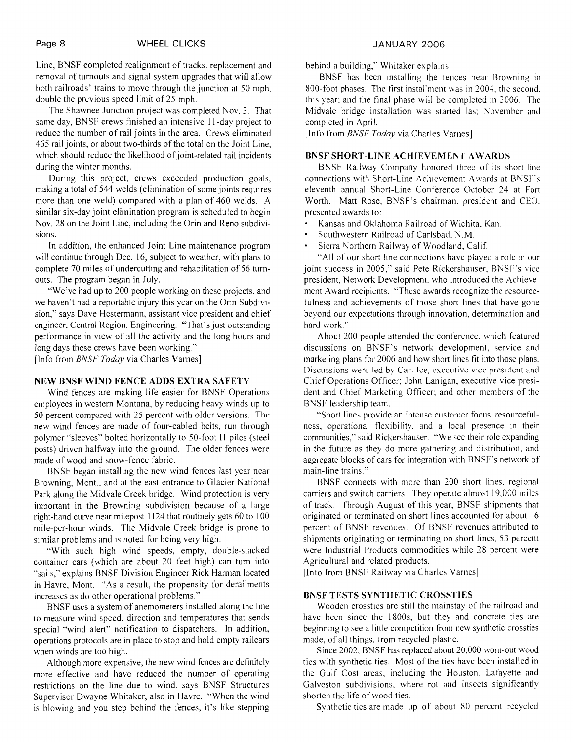Line, BNSF completed realignment of tracks, replacement and removal of turnouts and signal system upgrades that will allow both railroads' trains to move through the junction at 50 mph, double the previous speed limit of 25 mph.

The Shawnee Junction project was completed Nov. 3. That same day, BNSF crews finished an intensive 11-day project to reduce the number of rail joints in the area. Crews eliminated 465 rail joints, or about two-thirds of the total on the Joint Line, which should reduce the likelihood of joint-related rail incidents during the winter months.

During this project, crews exceeded production goals, making a total of 544 welds (elimination of some joints requires more than one weld) compared with a plan of 460 welds. A similar six-day joint elimination program is scheduled to begin Nov. 28 on the Joint Line, including the Orin and Reno subdivisions.

In addition, the enhanced Joint Line maintenance program will continue through Dec. 16, subject to weather, with plans to complete 70 miles of undercutting and rehabilitation of 56 turnouts. The program began in July.

"We've had up to 200 people working on these projects, and we haven't had a reportable injury this year on the Orin Subdivision," says Dave Hestermann, assistant vice president and chief engineer, Central Region, Engineering. "That's just outstanding performance in view of all the activity and the long hours and long days these crews have been working."

[Info from *BNSF Today* via Charles Varnes]

### NEW BNSF WIND FENCE ADDS EXTRA SAFETY

Wind fences are making life easier for BNSF Operations employees in western Montana, by reducing heavy winds up to 50 percent compared with 25 percent with older versions. The new wind fences are made of four-cabled belts, run through polymer "sleeves" bolted horizontally to 50-foot H-piles (steel posts) driven halfway into the ground. The older fences were made of wood and snow-fence fabric.

BNSF began installing the new wind fences last year near Browning, Mont., and at the east entrance to Glacier National Park along the Midvale Creek bridge. Wind protection is very important in the Browning subdivision because of a large right-hand curve near milepost 1124 that routinely gets 60 to 100 mile-per-hour winds. The Midvale Creek bridge is prone to similar problems and is noted for being very high.

"With such high wind speeds, empty, double-stacked container cars (which are about 20 feet high) can turn into "sails," explains BNSF Division Engineer Rick Harman located in Havre, Mont. "As a result, the propensity for derailments increases as do other operational problems."

BNSF uses a system of anemometers installed along the line to measure wind speed, direction and temperatures that sends special "wind alert" notification to dispatchers. In addition, operations protocols are in place to stop and hold empty railcars when winds are too high.

Although more expensive, the new wind fences are definitely more effective and have reduced the number of operating restrictions on the line due to wind, says BNSF Structures Supervisor Dwayne Whitaker, also in Havre. "When the wind is blowing and you step behind the fences, it's like stepping behind a building," Whitaker explains.

BNSF has been installing the fences near Browning in 800-foot phases. The first installment was in 2004; the second, this year; and the final phase will be completed in 2006. The Midvale bridge installation was started last November and completed in April.

[Info from *BNSF Today* via Charles Varnes]

### BNSF SHORT-LINE ACHIEVEMENT AWARDS

BNSF Railway Company honored three of its short-line connections with Short-Line Achievement Awards at BNSF's eleventh annual Short-Line Conference October 24 at Fort Worth. Matt Rose, BNSF's chairman, president and CEO, presented awards to:

- Kansas and Oklahoma Railroad of Wichita, Kan.
- Southwestern Railroad of Carlsbad, N.M.
- Sierra Northern Railway of Woodland, Calif.

"All of our short line connections have played a role in our joint success in 2005," said Pete Rickershauser, BNSF's vice president, Network Development, who introduced the Achievement Award recipients. "These awards recognize the resourcefulness and achievements of those short lines that have gone beyond our expectations through innovation, determination and hard work."

About 200 people attended the conference, which featured discussions on BNSF's network development, service and marketing plans for 2006 and how short lines fit into those plans. Discussions were led by Carl Ice, executive vice president and Chief Operations Officer; John Lanigan, executive vice president and Chief Marketing Officer; and other members of the BNSF leadership team.

"Short lines provide an intense customer focus, resourcefulness, operational flexibility, and a local presence in their communities," said Rickershauser. "We see their role expanding in the future as they do more gathering and distribution, and aggregate blocks of cars for integration with BNSF's network of main-line trains."

BNSF connects with more than 200 short lines, regional carriers and switch carriers. They operate almost 19,000 miles of track. Through August of this year, BNSF shipments that originated or terminated on short lines accounted for about 16 percent of BNSF revenues. Of BNSF revenues attributed to shipments originating or terminating on short lines, 53 percent were Industrial Products commodities while 28 percent were Agricultural and related products.

[Info from BNSF Railway via Charles Varnes]

### BNSF TESTS SYNTHETIC CROSSTIES

Wooden crossties are still the mainstay of the railroad and have been since the 1800s, but they and concrete ties are beginning to see a little competition from new synthetic crossties made, of all things, from recycled plastic.

Since 2002, BNSF has replaced about 20,000 worn-out wood ties with synthetic ties. Most of the ties have been installed in the Gulf Cost areas, including the Houston, Lafayette and Galveston subdivisions, where rot and insects significantly shorten the life of wood ties.

Synthetic ties are made up of about 80 percent recycled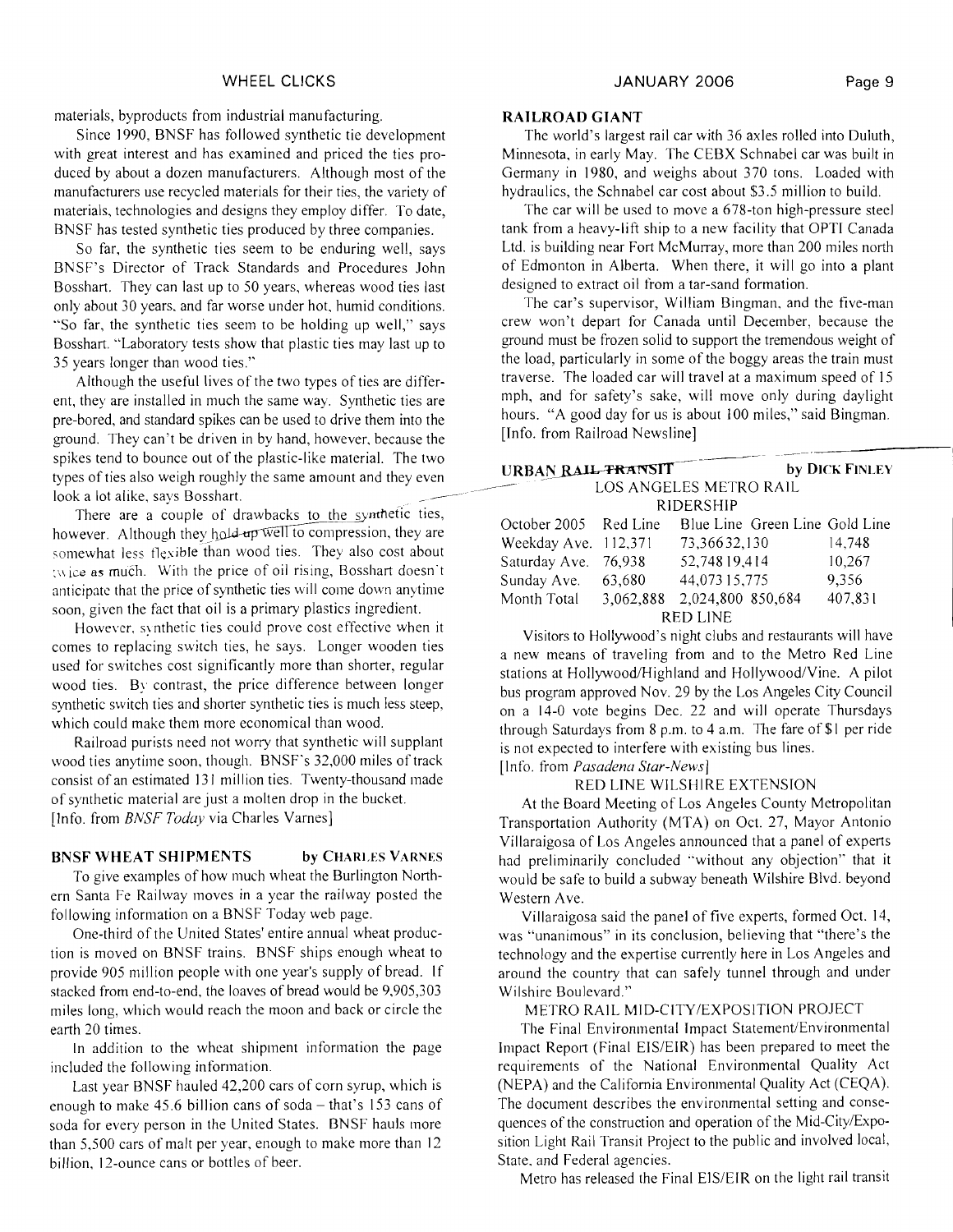materials, byproducts from industrial manufacturing.

Since 1990, BNSF has followed synthetic tie development with great interest and has examined and priced the ties produced by about a dozen manufacturers. Although most of the manufacturers use recycled materials for their ties, the variety of materials, technologies and designs they employ differ. To date, BNSF has tested synthetic ties produced by three companies.

So far, the synthetic ties seem to be enduring well, says BNSF's Director of Track Standards and Procedures John Bosshart. They can last up to 50 years, whereas wood ties last only about 30 years, and far worse under hot, humid conditions. "So far, the synthetic ties seem to be holding up well," says Bosshart. "Laboratory tests show that plastic ties may last up to 35 years longer than wood ties."

Although the useful lives of the two types of ties are different, they are installed in much the same way. Synthetic ties are pre-bored, and standard spikes can be used to drive them into the ground. They can't be driven in by hand, however, because the spikes tend to bounce out of the plastic-like material. The two types of ties also weigh roughly the same amount and they even look a lot alike, says Bosshart.

There are a couple of drawbacks to the synthetic ties, however. Although they hold up well to compression, they are somewhat less flexible than wood ties. They also cost about twice as much. With the price of oil rising, Bosshart doesn't anticipate that the price of synthetic ties will come down anytime soon, given the fact that oil is a primary plastics ingredient.

However, synthetic ties could prove cost effective when it comes to replacing switch ties, he says. Longer wooden ties used for switches cost significantly more than shorter, regular wood ties. By contrast, the price difference between longer synthetic switch ties and shorter synthetic ties is much less steep, which could make them more economical than wood.

Railroad purists need not worry that synthetic will supplant wood ties anytime soon, though. BNSF's 32,000 miles of track consist of an estimated 131 million ties. Twenty-thousand made of synthetic material are just a molten drop in the bucket.
[Info. from *BNSF Today* via Charles Varnes]

## BNSF WHEAT SHIPMENTS by CHARLES VARNES

To give examples of how much wheat the Burlington Northern Santa Fe Railway moves in a year the railway posted the following information on a BNSF Today web page.

One-third of the United States' entire annual wheat production is moved on BNSF trains. BNSF ships enough wheat to provide 905 million people with one year's supply of bread. If stacked from end-to-end, the loaves of bread would be 9,905,303 miles long, which would reach the moon and back or circle the earth 20 times.

In addition to the wheat shipment information the page included the following information.

Last year BNSF hauled 42,200 cars of corn syrup, which is enough to make 45.6 billion cans of soda – that's 153 cans of soda for every person in the United States. BNSF hauls more than 5,500 cars of malt per year, enough to make more than 12 billion, 12-ounce cans or bottles of beer.

## RAILROAD GIANT

The world's largest rail car with 36 axles rolled into Duluth, Minnesota, in early May. The CEBX Schnabel car was built in Germany in 1980, and weighs about 370 tons. Loaded with hydraulics, the Schnabel car cost about $3.5 million to build.

The car will be used to move a 678-ton high-pressure steel tank from a heavy-lift ship to a new facility that OPTI Canada Ltd. is building near Fort McMurray, more than 200 miles north of Edmonton in Alberta. When there, it will go into a plant designed to extract oil from a tar-sand formation.

The car's supervisor, William Bingman, and the five-man crew won't depart for Canada until December, because the ground must be frozen solid to support the tremendous weight of the load, particularly in some of the boggy areas the train must traverse. The loaded car will travel at a maximum speed of 15 mph, and for safety's sake, will move only during daylight hours. "A good day for us is about 100 miles," said Bingman.
[Info. from Railroad Newsline]

## URBAN RAIL TRANSIT by DICK FINLEY

### LOS ANGELES METRO RAIL RIDERSHIP

| October 2005 | Red Line | Blue Line | Green Line | Gold Line |
|---|---|---|---|---|
| Weekday Ave. | 112,371 | 73,366 | 32,130 | 14,748 |
| Saturday Ave. | 76,938 | 52,748 | 19,414 | 10,267 |
| Sunday Ave. | 63,680 | 44,073 | 15,775 | 9,356 |
| Month Total | 3,062,888 | 2,024,800 | 850,684 | 407,831 |

### RED LINE

Visitors to Hollywood's night clubs and restaurants will have a new means of traveling from and to the Metro Red Line stations at Hollywood/Highland and Hollywood/Vine. A pilot bus program approved Nov. 29 by the Los Angeles City Council on a 14-0 vote begins Dec. 22 and will operate Thursdays through Saturdays from 8 p.m. to 4 a.m. The fare of $1 per ride is not expected to interfere with existing bus lines.
[Info. from *Pasadena Star-News*]

### RED LINE WILSHIRE EXTENSION

At the Board Meeting of Los Angeles County Metropolitan Transportation Authority (MTA) on Oct. 27, Mayor Antonio Villaraigosa of Los Angeles announced that a panel of experts had preliminarily concluded "without any objection" that it would be safe to build a subway beneath Wilshire Blvd. beyond Western Ave.

Villaraigosa said the panel of five experts, formed Oct. 14, was "unanimous" in its conclusion, believing that "there's the technology and the expertise currently here in Los Angeles and around the country that can safely tunnel through and under Wilshire Boulevard."

### METRO RAIL MID-CITY/EXPOSITION PROJECT

The Final Environmental Impact Statement/Environmental Impact Report (Final EIS/EIR) has been prepared to meet the requirements of the National Environmental Quality Act (NEPA) and the California Environmental Quality Act (CEQA). The document describes the environmental setting and consequences of the construction and operation of the Mid-City/Exposition Light Rail Transit Project to the public and involved local, State, and Federal agencies.

Metro has released the Final EIS/EIR on the light rail transit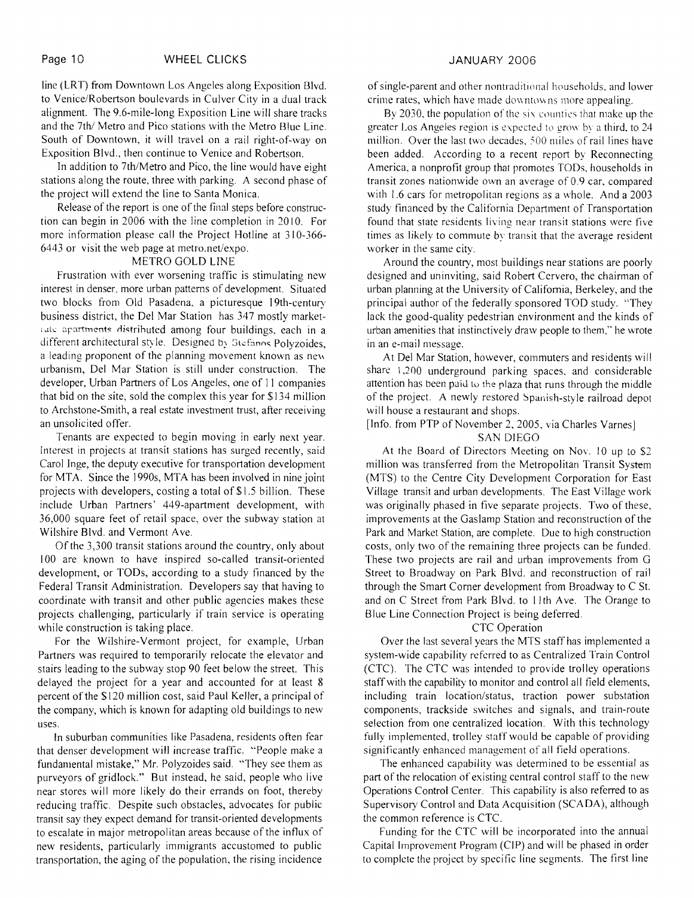line (LRT) from Downtown Los Angeles along Exposition Blvd. to Venice/Robertson boulevards in Culver City in a dual track alignment. The 9.6-mile-long Exposition Line will share tracks and the 7th/ Metro and Pico stations with the Metro Blue Line. South of Downtown, it will travel on a rail right-of-way on Exposition Blvd., then continue to Venice and Robertson.

In addition to 7th/Metro and Pico, the line would have eight stations along the route, three with parking. A second phase of the project will extend the line to Santa Monica.

Release of the report is one of the final steps before construction can begin in 2006 with the line completion in 2010. For more information please call the Project Hotline at 310-366-6443 or visit the web page at metro.net/expo.

### METRO GOLD LINE

Frustration with ever worsening traffic is stimulating new interest in denser, more urban patterns of development. Situated two blocks from Old Pasadena, a picturesque 19th-century business district, the Del Mar Station has 347 mostly market-rate apartments distributed among four buildings, each in a different architectural style. Designed by Stefanos Polyzoides, a leading proponent of the planning movement known as new urbanism, Del Mar Station is still under construction. The developer, Urban Partners of Los Angeles, one of 11 companies that bid on the site, sold the complex this year for $134 million to Archstone-Smith, a real estate investment trust, after receiving an unsolicited offer.

Tenants are expected to begin moving in early next year. Interest in projects at transit stations has surged recently, said Carol Inge, the deputy executive for transportation development for MTA. Since the 1990s, MTA has been involved in nine joint projects with developers, costing a total of $1.5 billion. These include Urban Partners' 449-apartment development, with 36,000 square feet of retail space, over the subway station at Wilshire Blvd. and Vermont Ave.

Of the 3,300 transit stations around the country, only about 100 are known to have inspired so-called transit-oriented development, or TODs, according to a study financed by the Federal Transit Administration. Developers say that having to coordinate with transit and other public agencies makes these projects challenging, particularly if train service is operating while construction is taking place.

For the Wilshire-Vermont project, for example, Urban Partners was required to temporarily relocate the elevator and stairs leading to the subway stop 90 feet below the street. This delayed the project for a year and accounted for at least 8 percent of the $120 million cost, said Paul Keller, a principal of the company, which is known for adapting old buildings to new uses.

In suburban communities like Pasadena, residents often fear that denser development will increase traffic. "People make a fundamental mistake," Mr. Polyzoides said. "They see them as purveyors of gridlock." But instead, he said, people who live near stores will more likely do their errands on foot, thereby reducing traffic. Despite such obstacles, advocates for public transit say they expect demand for transit-oriented developments to escalate in major metropolitan areas because of the influx of new residents, particularly immigrants accustomed to public transportation, the aging of the population, the rising incidence of single-parent and other nontraditional households, and lower crime rates, which have made downtowns more appealing.

By 2030, the population of the six counties that make up the greater Los Angeles region is expected to grow by a third, to 24 million. Over the last two decades, 500 miles of rail lines have been added. According to a recent report by Reconnecting America, a nonprofit group that promotes TODs, households in transit zones nationwide own an average of 0.9 car, compared with 1.6 cars for metropolitan regions as a whole. And a 2003 study financed by the California Department of Transportation found that state residents living near transit stations were five times as likely to commute by transit that the average resident worker in the same city.

Around the country, most buildings near stations are poorly designed and uninviting, said Robert Cervero, the chairman of urban planning at the University of California, Berkeley, and the principal author of the federally sponsored TOD study. "They lack the good-quality pedestrian environment and the kinds of urban amenities that instinctively draw people to them," he wrote in an e-mail message.

At Del Mar Station, however, commuters and residents will share 1,200 underground parking spaces, and considerable attention has been paid to the plaza that runs through the middle of the project. A newly restored Spanish-style railroad depot will house a restaurant and shops.

[Info. from PTP of November 2, 2005, via Charles Varnes]

### SAN DIEGO

At the Board of Directors Meeting on Nov. 10 up to $2 million was transferred from the Metropolitan Transit System (MTS) to the Centre City Development Corporation for East Village transit and urban developments. The East Village work was originally phased in five separate projects. Two of these, improvements at the Gaslamp Station and reconstruction of the Park and Market Station, are complete. Due to high construction costs, only two of the remaining three projects can be funded. These two projects are rail and urban improvements from G Street to Broadway on Park Blvd. and reconstruction of rail through the Smart Corner development from Broadway to C St. and on C Street from Park Blvd. to 11th Ave. The Orange to Blue Line Connection Project is being deferred.

### CTC Operation

Over the last several years the MTS staff has implemented a system-wide capability referred to as Centralized Train Control (CTC). The CTC was intended to provide trolley operations staff with the capability to monitor and control all field elements, including train location/status, traction power substation components, trackside switches and signals, and train-route selection from one centralized location. With this technology fully implemented, trolley staff would be capable of providing significantly enhanced management of all field operations.

The enhanced capability was determined to be essential as part of the relocation of existing central control staff to the new Operations Control Center. This capability is also referred to as Supervisory Control and Data Acquisition (SCADA), although the common reference is CTC.

Funding for the CTC will be incorporated into the annual Capital Improvement Program (CIP) and will be phased in order to complete the project by specific line segments. The first line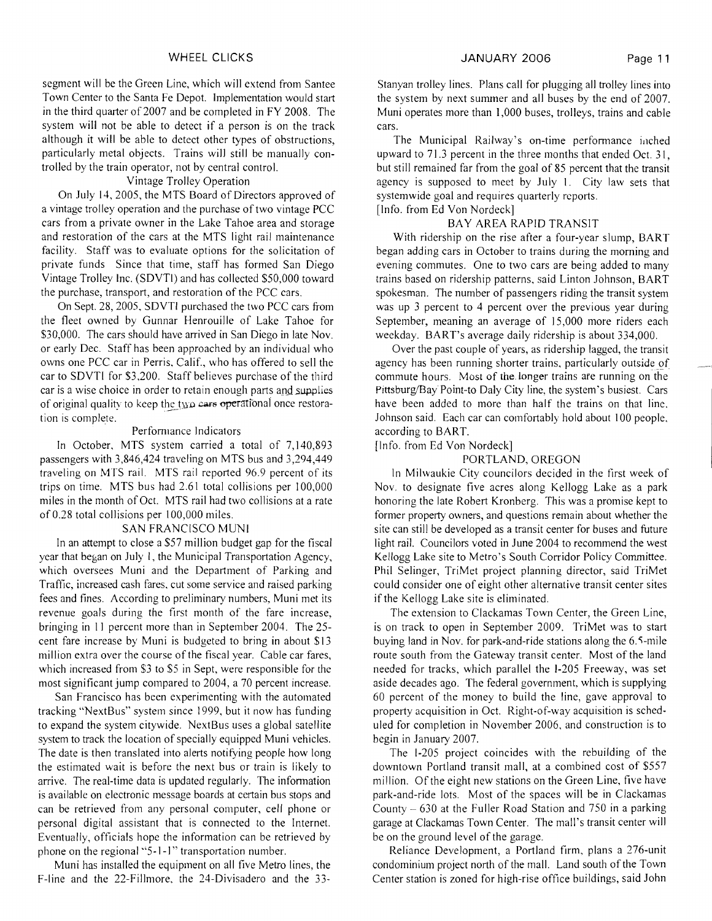segment will be the Green Line, which will extend from Santee Town Center to the Santa Fe Depot. Implementation would start in the third quarter of 2007 and be completed in FY 2008. The system will not be able to detect if a person is on the track although it will be able to detect other types of obstructions, particularly metal objects. Trains will still be manually controlled by the train operator, not by central control.

### Vintage Trolley Operation

On July 14, 2005, the MTS Board of Directors approved of a vintage trolley operation and the purchase of two vintage PCC cars from a private owner in the Lake Tahoe area and storage and restoration of the cars at the MTS light rail maintenance facility. Staff was to evaluate options for the solicitation of private funds Since that time, staff has formed San Diego Vintage Trolley Inc. (SDVTI) and has collected $50,000 toward the purchase, transport, and restoration of the PCC cars.

On Sept. 28, 2005, SDVTI purchased the two PCC cars from the fleet owned by Gunnar Henrouille of Lake Tahoe for $30,000. The cars should have arrived in San Diego in late Nov. or early Dec. Staff has been approached by an individual who owns one PCC car in Perris, Calif., who has offered to sell the car to SDVTI for $3,200. Staff believes purchase of the third car is a wise choice in order to retain enough parts and supplies of original quality to keep the two cars operational once restoration is complete.

### Performance Indicators

In October, MTS system carried a total of 7,140,893 passengers with 3,846,424 traveling on MTS bus and 3,294,449 traveling on MTS rail. MTS rail reported 96.9 percent of its trips on time. MTS bus had 2.61 total collisions per 100,000 miles in the month of Oct. MTS rail had two collisions at a rate of 0.28 total collisions per 100,000 miles.

## SAN FRANCISCO MUNI

In an attempt to close a $57 million budget gap for the fiscal year that began on July 1, the Municipal Transportation Agency, which oversees Muni and the Department of Parking and Traffic, increased cash fares, cut some service and raised parking fees and fines. According to preliminary numbers, Muni met its revenue goals during the first month of the fare increase, bringing in 11 percent more than in September 2004. The 25-cent fare increase by Muni is budgeted to bring in about $13 million extra over the course of the fiscal year. Cable car fares, which increased from $3 to $5 in Sept, were responsible for the most significant jump compared to 2004, a 70 percent increase.

San Francisco has been experimenting with the automated tracking "NextBus" system since 1999, but it now has funding to expand the system citywide. NextBus uses a global satellite system to track the location of specially equipped Muni vehicles. The date is then translated into alerts notifying people how long the estimated wait is before the next bus or train is likely to arrive. The real-time data is updated regularly. The information is available on electronic message boards at certain bus stops and can be retrieved from any personal computer, cell phone or personal digital assistant that is connected to the Internet. Eventually, officials hope the information can be retrieved by phone on the regional "5-1-1" transportation number.

Muni has installed the equipment on all five Metro lines, the F-line and the 22-Fillmore, the 24-Divisadero and the 33-Stanyan trolley lines. Plans call for plugging all trolley lines into the system by next summer and all buses by the end of 2007. Muni operates more than 1,000 buses, trolleys, trains and cable cars.

The Municipal Railway's on-time performance inched upward to 71.3 percent in the three months that ended Oct. 31, but still remained far from the goal of 85 percent that the transit agency is supposed to meet by July 1. City law sets that systemwide goal and requires quarterly reports.

[Info. from Ed Von Nordeck]

## BAY AREA RAPID TRANSIT

With ridership on the rise after a four-year slump, BART began adding cars in October to trains during the morning and evening commutes. One to two cars are being added to many trains based on ridership patterns, said Linton Johnson, BART spokesman. The number of passengers riding the transit system was up 3 percent to 4 percent over the previous year during September, meaning an average of 15,000 more riders each weekday. BART's average daily ridership is about 334,000.

Over the past couple of years, as ridership lagged, the transit agency has been running shorter trains, particularly outside of commute hours. Most of the longer trains are running on the Pittsburg/Bay Point-to Daly City line, the system's busiest. Cars have been added to more than half the trains on that line, Johnson said. Each car can comfortably hold about 100 people, according to BART.

[Info. from Ed Von Nordeck]

## PORTLAND, OREGON

In Milwaukie City councilors decided in the first week of Nov. to designate five acres along Kellogg Lake as a park honoring the late Robert Kronberg. This was a promise kept to former property owners, and questions remain about whether the site can still be developed as a transit center for buses and future light rail. Councilors voted in June 2004 to recommend the west Kellogg Lake site to Metro's South Corridor Policy Committee. Phil Selinger, TriMet project planning director, said TriMet could consider one of eight other alternative transit center sites if the Kellogg Lake site is eliminated.

The extension to Clackamas Town Center, the Green Line, is on track to open in September 2009. TriMet was to start buying land in Nov. for park-and-ride stations along the 6.5-mile route south from the Gateway transit center. Most of the land needed for tracks, which parallel the I-205 Freeway, was set aside decades ago. The federal government, which is supplying 60 percent of the money to build the line, gave approval to property acquisition in Oct. Right-of-way acquisition is scheduled for completion in November 2006, and construction is to begin in January 2007.

The I-205 project coincides with the rebuilding of the downtown Portland transit mall, at a combined cost of $557 million. Of the eight new stations on the Green Line, five have park-and-ride lots. Most of the spaces will be in Clackamas County – 630 at the Fuller Road Station and 750 in a parking garage at Clackamas Town Center. The mall's transit center will be on the ground level of the garage.

Reliance Development, a Portland firm, plans a 276-unit condominium project north of the mall. Land south of the Town Center station is zoned for high-rise office buildings, said John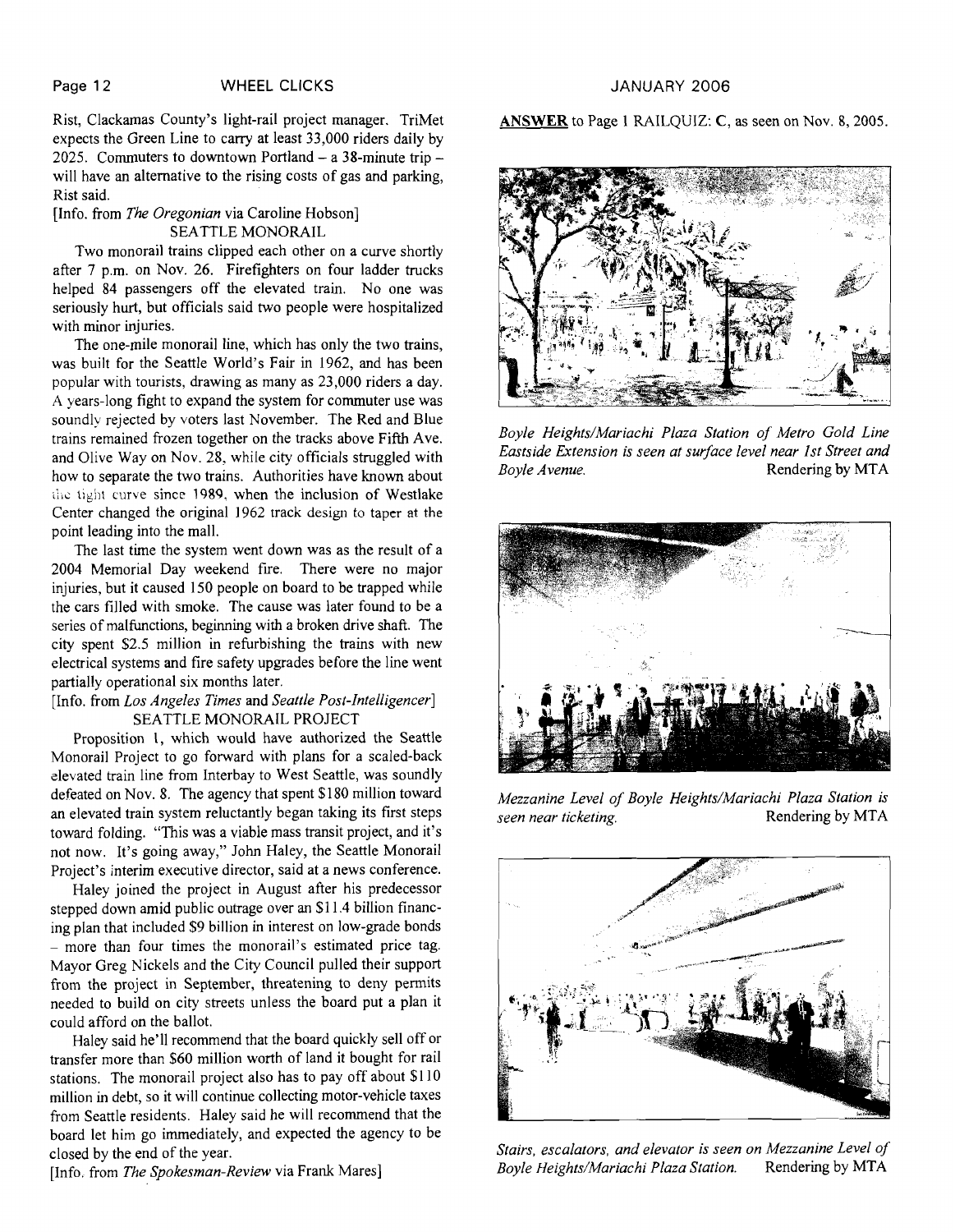Rist, Clackamas County's light-rail project manager. TriMet expects the Green Line to carry at least 33,000 riders daily by 2025. Commuters to downtown Portland – a 38-minute trip – will have an alternative to the rising costs of gas and parking, Rist said.

[Info. from *The Oregonian* via Caroline Hobson]

### SEATTLE MONORAIL

Two monorail trains clipped each other on a curve shortly after 7 p.m. on Nov. 26. Firefighters on four ladder trucks helped 84 passengers off the elevated train. No one was seriously hurt, but officials said two people were hospitalized with minor injuries.

The one-mile monorail line, which has only the two trains, was built for the Seattle World's Fair in 1962, and has been popular with tourists, drawing as many as 23,000 riders a day. A years-long fight to expand the system for commuter use was soundly rejected by voters last November. The Red and Blue trains remained frozen together on the tracks above Fifth Ave. and Olive Way on Nov. 28, while city officials struggled with how to separate the two trains. Authorities have known about the tight curve since 1989, when the inclusion of Westlake Center changed the original 1962 track design to taper at the point leading into the mall.

The last time the system went down was as the result of a 2004 Memorial Day weekend fire. There were no major injuries, but it caused 150 people on board to be trapped while the cars filled with smoke. The cause was later found to be a series of malfunctions, beginning with a broken drive shaft. The city spent $2.5 million in refurbishing the trains with new electrical systems and fire safety upgrades before the line went partially operational six months later.

[Info. from *Los Angeles Times* and *Seattle Post-Intelligencer*]

### SEATTLE MONORAIL PROJECT

Proposition 1, which would have authorized the Seattle Monorail Project to go forward with plans for a scaled-back elevated train line from Interbay to West Seattle, was soundly defeated on Nov. 8. The agency that spent $180 million toward an elevated train system reluctantly began taking its first steps toward folding. "This was a viable mass transit project, and it's not now. It's going away," John Haley, the Seattle Monorail Project's interim executive director, said at a news conference.

Haley joined the project in August after his predecessor stepped down amid public outrage over an $11.4 billion financing plan that included $9 billion in interest on low-grade bonds – more than four times the monorail's estimated price tag. Mayor Greg Nickels and the City Council pulled their support from the project in September, threatening to deny permits needed to build on city streets unless the board put a plan it could afford on the ballot.

Haley said he'll recommend that the board quickly sell off or transfer more than $60 million worth of land it bought for rail stations. The monorail project also has to pay off about $110 million in debt, so it will continue collecting motor-vehicle taxes from Seattle residents. Haley said he will recommend that the board let him go immediately, and expected the agency to be closed by the end of the year.

[Info. from *The Spokesman-Review* via Frank Mares]

**ANSWER** to Page 1 RAILQUIZ: C, as seen on Nov. 8, 2005.

*Boyle Heights/Mariachi Plaza Station of Metro Gold Line Eastside Extension is seen at surface level near 1st Street and Boyle Avenue.* Rendering by MTA

*Mezzanine Level of Boyle Heights/Mariachi Plaza Station is seen near ticketing.* Rendering by MTA

*Stairs, escalators, and elevator is seen on Mezzanine Level of Boyle Heights/Mariachi Plaza Station.* Rendering by MTA